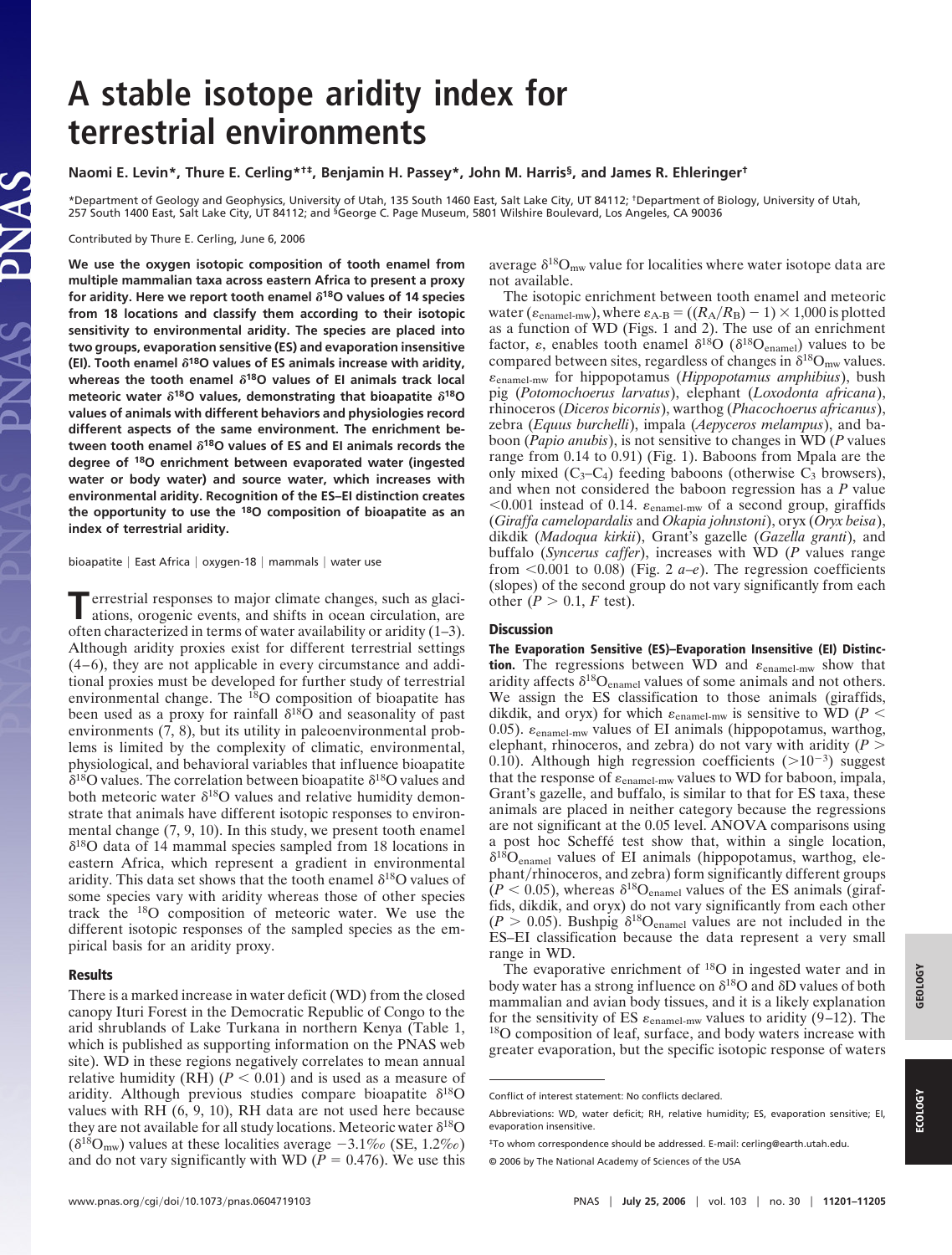# A stable isotope aridity index for terrestrial environments

**Naomi E. Levin\*, Thure E. Cerling\*†‡, Benjamin H. Passey\*, John M. Harris§, and James R. Ehleringer†**

\*Department of Geology and Geophysics, University of Utah, 135 South 1460 East, Salt Lake City, UT 84112; †Department of Biology, University of Utah, 257 South 1400 East, Salt Lake City, UT 84112; and §George C. Page Museum, 5801 Wilshire Boulevard, Los Angeles, CA 90036

Contributed by Thure E. Cerling, June 6, 2006

**We use the oxygen isotopic composition of tooth enamel from multiple mammalian taxa across eastern Africa to present a proxy for aridity. Here we report tooth enamel $\delta^{18}O$ values of 14 species from 18 locations and classify them according to their isotopic sensitivity to environmental aridity. The species are placed into two groups, evaporation sensitive (ES) and evaporation insensitive (EI). Tooth enamel $\delta^{18}O$ values of ES animals increase with aridity, whereas the tooth enamel $\delta^{18}O$ values of EI animals track local meteoric water $\delta^{18}O$ values, demonstrating that bioapatite $\delta^{18}O$ values of animals with different behaviors and physiologies record different aspects of the same environment. The enrichment between tooth enamel $\delta^{18}O$ values of ES and EI animals records the degree of $^{18}O$ enrichment between evaporated water (ingested water or body water) and source water, which increases with environmental aridity. Recognition of the ES–EI distinction creates the opportunity to use the $^{18}O$ composition of bioapatite as an index of terrestrial aridity.**

bioapatite | East Africa | oxygen-18 | mammals | water use

Terrestrial responses to major climate changes, such as glaciations, orogenic events, and shifts in ocean circulation, are often characterized in terms of water availability or aridity (1–3). Although aridity proxies exist for different terrestrial settings (4–6), they are not applicable in every circumstance and additional proxies must be developed for further study of terrestrial environmental change. The $^{18}O$ composition of bioapatite has been used as a proxy for rainfall $\delta^{18}O$ and seasonality of past environments (7, 8), but its utility in paleoenvironmental problems is limited by the complexity of climatic, environmental, physiological, and behavioral variables that influence bioapatite $\delta^{18}O$ values. The correlation between bioapatite $\delta^{18}O$ values and both meteoric water $\delta^{18}O$ values and relative humidity demonstrate that animals have different isotopic responses to environmental change (7, 9, 10). In this study, we present tooth enamel $\delta^{18}O$ data of 14 mammal species sampled from 18 locations in eastern Africa, which represent a gradient in environmental aridity. This data set shows that the tooth enamel $\delta^{18}O$ values of some species vary with aridity whereas those of other species track the $^{18}O$ composition of meteoric water. We use the different isotopic responses of the sampled species as the empirical basis for an aridity proxy.

## Results

There is a marked increase in water deficit (WD) from the closed canopy Ituri Forest in the Democratic Republic of Congo to the arid shrublands of Lake Turkana in northern Kenya (Table 1, which is published as supporting information on the PNAS web site). WD in these regions negatively correlates to mean annual relative humidity (RH) ($P < 0.01$) and is used as a measure of aridity. Although previous studies compare bioapatite $\delta^{18}O$ values with RH (6, 9, 10), RH data are not used here because they are not available for all study localities. Meteoric water $\delta^{18}O$ ($\delta^{18}O_{mw}$) values at these localities average −3.1‰ (SE, 1.2‰) and do not vary significantly with WD ($P = 0.476$). We use this average $\delta^{18}O_{mw}$ value for localities where water isotope data are not available.

The isotopic enrichment between tooth enamel and meteoric water ($\varepsilon_{enamel\text{-}mw}$), where $\varepsilon_{A\text{-}B} = ((R_A/R_B) - 1) \times 1{,}000$ is plotted as a function of WD (Figs. 1 and 2). The use of an enrichment factor, $\varepsilon$, enables tooth enamel $\delta^{18}O$ ($\delta^{18}O_{enamel}$) values to be compared between sites, regardless of changes in $\delta^{18}O_{mw}$ values. $\varepsilon_{enamel\text{-}mw}$ for hippopotamus (*Hippopotamus amphibius*), bush pig (*Potomochoerus larvatus*), elephant (*Loxodonta africana*), rhinoceros (*Diceros bicornis*), warthog (*Phacochoerus africanus*), zebra (*Equus burchelli*), impala (*Aepyceros melampus*), and baboon (*Papio anubis*), is not sensitive to changes in WD ($P$ values range from 0.14 to 0.91) (Fig. 1). Baboons from Mpala are the only mixed ($C_3$–$C_4$) feeding baboons (otherwise $C_3$ browsers), and when not considered the baboon regression has a $P$ value <0.001 instead of 0.14. $\varepsilon_{enamel\text{-}mw}$ of a second group, giraffids (*Giraffa camelopardalis* and *Okapia johnstoni*), oryx (*Oryx beisa*), dikdik (*Madoqua kirkii*), Grant's gazelle (*Gazella granti*), and buffalo (*Syncerus caffer*), increases with WD ($P$ values range from <0.001 to 0.08) (Fig. 2 *a–e*). The regression coefficients (slopes) of the second group do not vary significantly from each other ($P > 0.1$, $F$ test).

## Discussion

**The Evaporation Sensitive (ES)–Evaporation Insensitive (EI) Distinction.** The regressions between WD and $\varepsilon_{enamel\text{-}mw}$ show that aridity affects $\delta^{18}O_{enamel}$ values of some animals and not others. We assign the ES classification to those animals (giraffids, dikdik, and oryx) for which $\varepsilon_{enamel\text{-}mw}$ is sensitive to WD ($P < 0.05$). $\varepsilon_{enamel\text{-}mw}$ values of EI animals (hippopotamus, warthog, elephant, rhinoceros, and zebra) do not vary with aridity ($P > 0.10$). Although high regression coefficients ($>10^{-3}$) suggest that the response of $\varepsilon_{enamel\text{-}mw}$ values to WD for baboon, impala, Grant's gazelle, and buffalo, is similar to that for ES taxa, these animals are placed in neither category because the regressions are not significant at the 0.05 level. ANOVA comparisons using a post hoc Scheffé test show that, within a single location, $\delta^{18}O_{enamel}$ values of EI animals (hippopotamus, warthog, elephant/rhinoceros, and zebra) form significantly different groups ($P < 0.05$), whereas $\delta^{18}O_{enamel}$ values of the ES animals (giraffids, dikdik, and oryx) do not vary significantly from each other ($P > 0.05$). Bushpig $\delta^{18}O_{enamel}$ values are not included in the ES–EI classification because the data represent a very small range in WD.

The evaporative enrichment of $^{18}O$ in ingested water and in body water has a strong influence on $\delta^{18}O$ and δD values of both mammalian and avian body tissues, and it is a likely explanation for the sensitivity of ES $\varepsilon_{enamel\text{-}mw}$ values to aridity (9–12). The $^{18}O$ composition of leaf, surface, and body waters increase with greater evaporation, but the specific isotopic response of waters

Conflict of interest statement: No conflicts declared.

Abbreviations: WD, water deficit; RH, relative humidity; ES, evaporation sensitive; EI, evaporation insensitive.

‡To whom correspondence should be addressed. E-mail: cerling@earth.utah.edu.

© 2006 by The National Academy of Sciences of the USA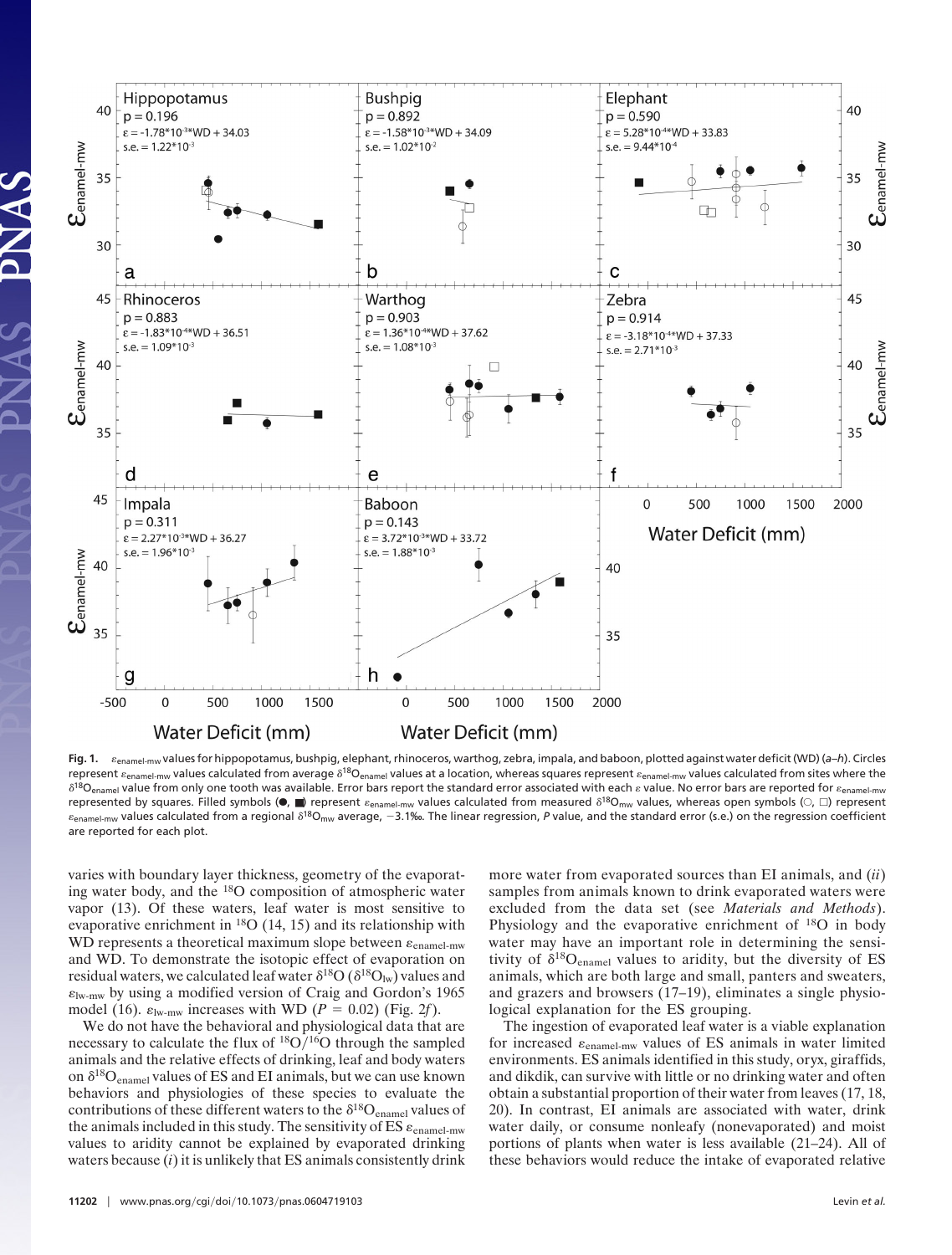**Fig. 1.** $\varepsilon_{enamel\text{-}mw}$ values for hippopotamus, bushpig, elephant, rhinoceros, warthog, zebra, impala, and baboon, plotted against water deficit (WD) (*a*–*h*). Circles represent $\varepsilon_{enamel\text{-}mw}$ values calculated from average $\delta^{18}O_{enamel}$ values at a location, whereas squares represent $\varepsilon_{enamel\text{-}mw}$ values calculated from sites where the $\delta^{18}O_{enamel}$ value from only one tooth was available. Error bars report the standard error associated with each $\varepsilon$ value. No error bars are reported for $\varepsilon_{enamel\text{-}mw}$ represented by squares. Filled symbols (●, ■) represent $\varepsilon_{enamel\text{-}mw}$ values calculated from measured $\delta^{18}O_{mw}$ values, whereas open symbols (○, □) represent $\varepsilon_{enamel\text{-}mw}$ values calculated from a regional $\delta^{18}O_{mw}$ average, −3.1‰. The linear regression, *P* value, and the standard error (s.e.) on the regression coefficient are reported for each plot.

varies with boundary layer thickness, geometry of the evaporating water body, and the $^{18}O$ composition of atmospheric water vapor (13). Of these waters, leaf water is most sensitive to evaporative enrichment in $^{18}O$ (14, 15) and its relationship with WD represents a theoretical maximum slope between $\varepsilon_{enamel\text{-}mw}$ and WD. To demonstrate the isotopic effect of evaporation on residual waters, we calculated leaf water $\delta^{18}O$ ($\delta^{18}O_{lw}$) values and $\varepsilon_{lw\text{-}mw}$ by using a modified version of Craig and Gordon's 1965 model (16). $\varepsilon_{lw\text{-}mw}$ increases with WD ($P = 0.02$) (Fig. 2*f*).

We do not have the behavioral and physiological data that are necessary to calculate the flux of $^{18}O/^{16}O$ through the sampled animals and the relative effects of drinking, leaf and body waters on $\delta^{18}O_{enamel}$ values of ES and EI animals, but we can use known behaviors and physiologies of these species to evaluate the contributions of these different waters to the $\delta^{18}O_{enamel}$ values of the animals included in this study. The sensitivity of ES $\varepsilon_{enamel\text{-}mw}$ values to aridity cannot be explained by evaporated drinking waters because (*i*) it is unlikely that ES animals consistently drink more water from evaporated sources than EI animals, and (*ii*) samples from animals known to drink evaporated waters were excluded from the data set (see *Materials and Methods*). Physiology and the evaporative enrichment of $^{18}O$ in body water may have an important role in determining the sensitivity of $\delta^{18}O_{enamel}$ values to aridity, but the diversity of ES animals, which are both large and small, panters and sweaters, and grazers and browsers (17–19), eliminates a single physiological explanation for the ES grouping.

The ingestion of evaporated leaf water is a viable explanation for increased $\varepsilon_{enamel\text{-}mw}$ values of ES animals in water limited environments. ES animals identified in this study, oryx, giraffids, and dikdik, can survive with little or no drinking water and often obtain a substantial proportion of their water from leaves (17, 18, 20). In contrast, EI animals are associated with water, drink water daily, or consume nonleafy (nonevaporated) and moist portions of plants when water is less available (21–24). All of these behaviors would reduce the intake of evaporated relative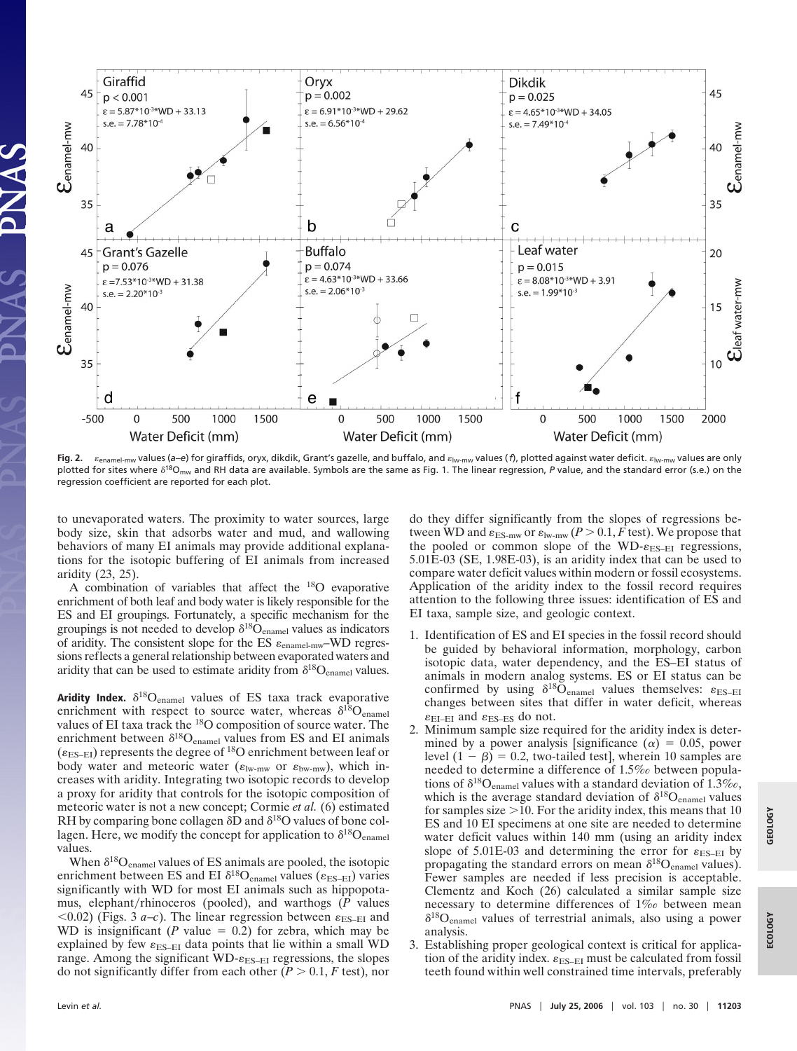**Fig. 2.** $\varepsilon_{enamel\text{-}mw}$ values (*a*–*e*) for giraffids, oryx, dikdik, Grant's gazelle, and buffalo, and $\varepsilon_{lw\text{-}mw}$ values (*f*), plotted against water deficit. $\varepsilon_{lw\text{-}mw}$ values are only plotted for sites where $\delta^{18}O_{mw}$ and RH data are available. Symbols are the same as Fig. 1. The linear regression, *P* value, and the standard error (s.e.) on the regression coefficient are reported for each plot.

to unevaporated waters. The proximity to water sources, large body size, skin that adsorbs water and mud, and wallowing behaviors of many EI animals may provide additional explanations for the isotopic buffering of EI animals from increased aridity (23, 25).

A combination of variables that affect the $^{18}O$ evaporative enrichment of both leaf and body water is likely responsible for the ES and EI groupings. Fortunately, a specific mechanism for the groupings is not needed to develop $\delta^{18}O_{enamel}$ values as indicators of aridity. The consistent slope for the ES $\varepsilon_{enamel\text{-}mw}$–WD regressions reflects a general relationship between evaporated waters and aridity that can be used to estimate aridity from $\delta^{18}O_{enamel}$ values.

**Aridity Index.** $\delta^{18}O_{enamel}$ values of ES taxa track evaporative enrichment with respect to source water, whereas $\delta^{18}O_{enamel}$ values of EI taxa track the $^{18}O$ composition of source water. The enrichment between $\delta^{18}O_{enamel}$ values from ES and EI animals ($\varepsilon_{ES\text{-}EI}$) represents the degree of $^{18}O$ enrichment between leaf or body water and meteoric water ($\varepsilon_{lw\text{-}mw}$ or $\varepsilon_{bw\text{-}mw}$), which increases with aridity. Integrating two isotopic records to develop a proxy for aridity that controls for the isotopic composition of meteoric water is not a new concept; Cormie *et al.* (6) estimated RH by comparing bone collagen δD and $\delta^{18}O$ values of bone collagen. Here, we modify the concept for application to $\delta^{18}O_{enamel}$ values.

When $\delta^{18}O_{enamel}$ values of ES animals are pooled, the isotopic enrichment between ES and EI $\delta^{18}O_{enamel}$ values ($\varepsilon_{ES\text{-}EI}$) varies significantly with WD for most EI animals such as hippopotamus, elephant/rhinoceros (pooled), and warthogs (*P* values <0.02) (Figs. 3 *a*–*c*). The linear regression between $\varepsilon_{ES\text{-}EI}$ and WD is insignificant (*P* value = 0.2) for zebra, which may be explained by few $\varepsilon_{ES\text{-}EI}$ data points that lie within a small WD range. Among the significant WD-$\varepsilon_{ES\text{-}EI}$ regressions, the slopes do not significantly differ from each other (*P* > 0.1, *F* test), nor do they differ significantly from the slopes of regressions between WD and $\varepsilon_{ES\text{-}mw}$ or $\varepsilon_{lw\text{-}mw}$ (*P* > 0.1, *F* test). We propose that the pooled or common slope of the WD-$\varepsilon_{ES\text{-}EI}$ regressions, 5.01E-03 (SE, 1.98E-03), is an aridity index that can be used to compare water deficit values within modern or fossil ecosystems. Application of the aridity index to the fossil record requires attention to the following three issues: identification of ES and EI taxa, sample size, and geologic context.

1. Identification of ES and EI species in the fossil record should be guided by behavioral information, morphology, carbon isotopic data, water dependency, and the ES–EI status of animals in modern analog systems. ES or EI status can be confirmed by using $\delta^{18}O_{enamel}$ values themselves: $\varepsilon_{ES\text{-}EI}$ changes between sites that differ in water deficit, whereas $\varepsilon_{EI\text{-}EI}$ and $\varepsilon_{ES\text{-}ES}$ do not.
2. Minimum sample size required for the aridity index is determined by a power analysis [significance ($\alpha$) = 0.05, power level ($1 - \beta$) = 0.2, two-tailed test], wherein 10 samples are needed to determine a difference of 1.5‰ between populations of $\delta^{18}O_{enamel}$ values with a standard deviation of 1.3‰, which is the average standard deviation of $\delta^{18}O_{enamel}$ values for samples size >10. For the aridity index, this means that 10 ES and 10 EI specimens at one site are needed to determine water deficit values within 140 mm (using an aridity index slope of 5.01E-03 and determining the error for $\varepsilon_{ES\text{-}EI}$ by propagating the standard errors on mean $\delta^{18}O_{enamel}$ values). Fewer samples are needed if less precision is acceptable. Clementz and Koch (26) calculated a similar sample size necessary to determine differences of 1‰ between mean $\delta^{18}O_{enamel}$ values of terrestrial animals, also using a power analysis.
3. Establishing proper geological context is critical for application of the aridity index. $\varepsilon_{ES\text{-}EI}$ must be calculated from fossil teeth found within well constrained time intervals, preferably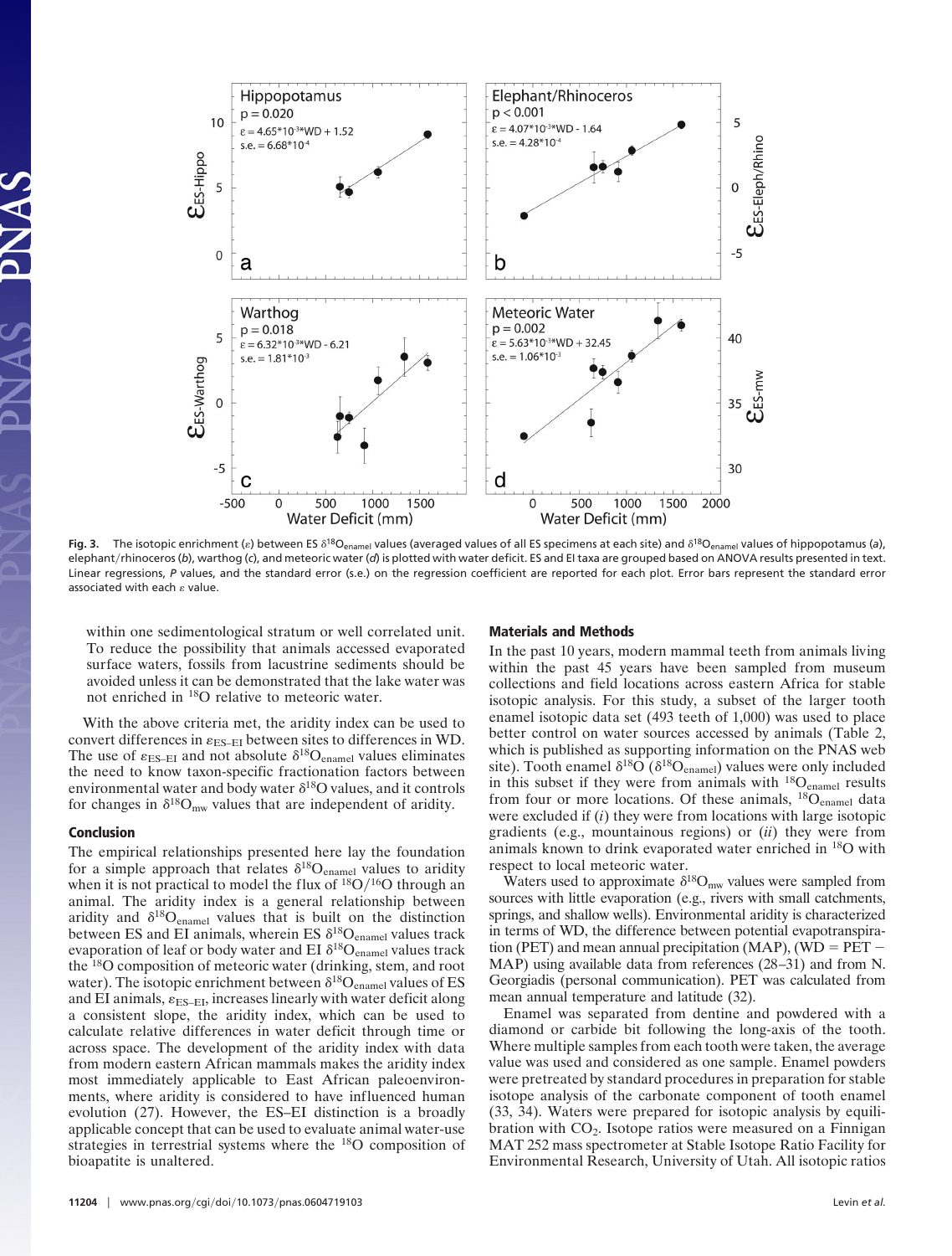**Fig. 3.** The isotopic enrichment ($\varepsilon$) between ES $\delta^{18}O_{enamel}$ values (averaged values of all ES specimens at each site) and $\delta^{18}O_{enamel}$ values of hippopotamus (*a*), elephant/rhinoceros (*b*), warthog (*c*), and meteoric water (*d*) is plotted with water deficit. ES and EI taxa are grouped based on ANOVA results presented in text. Linear regressions, *P* values, and the standard error (s.e.) on the regression coefficient are reported for each plot. Error bars represent the standard error associated with each $\varepsilon$ value.

within one sedimentological stratum or well correlated unit. To reduce the possibility that animals accessed evaporated surface waters, fossils from lacustrine sediments should be avoided unless it can be demonstrated that the lake water was not enriched in $^{18}O$ relative to meteoric water.

With the above criteria met, the aridity index can be used to convert differences in $\varepsilon_{ES-EI}$ between sites to differences in WD. The use of $\varepsilon_{ES-EI}$ and not absolute $\delta^{18}O_{enamel}$ values eliminates the need to know taxon-specific fractionation factors between environmental water and body water $\delta^{18}O$ values, and it controls for changes in $\delta^{18}O_{mw}$ values that are independent of aridity.

## Conclusion

The empirical relationships presented here lay the foundation for a simple approach that relates $\delta^{18}O_{enamel}$ values to aridity when it is not practical to model the flux of $^{18}O/^{16}O$ through an animal. The aridity index is a general relationship between aridity and $\delta^{18}O_{enamel}$ values that is built on the distinction between ES and EI animals, wherein ES $\delta^{18}O_{enamel}$ values track evaporation of leaf or body water and EI $\delta^{18}O_{enamel}$ values track the $^{18}O$ composition of meteoric water (drinking, stem, and root water). The isotopic enrichment between $\delta^{18}O_{enamel}$ values of ES and EI animals, $\varepsilon_{ES-EI}$, increases linearly with water deficit along a consistent slope, the aridity index, which can be used to calculate relative differences in water deficit through time or across space. The development of the aridity index with data from modern eastern African mammals makes the aridity index most immediately applicable to East African paleoenvironments, where aridity is considered to have influenced human evolution (27). However, the ES–EI distinction is a broadly applicable concept that can be used to evaluate animal water-use strategies in terrestrial systems where the $^{18}O$ composition of bioapatite is unaltered.

## Materials and Methods

In the past 10 years, modern mammal teeth from animals living within the past 45 years have been sampled from museum collections and field locations across eastern Africa for stable isotopic analysis. For this study, a subset of the larger tooth enamel isotopic data set (493 teeth of 1,000) was used to place better control on water sources accessed by animals (Table 2, which is published as supporting information on the PNAS web site). Tooth enamel $\delta^{18}O$ ($\delta^{18}O_{enamel}$) values were only included in this subset if they were from animals with $^{18}O_{enamel}$ results from four or more locations. Of these animals, $^{18}O_{enamel}$ data were excluded if (*i*) they were from locations with large isotopic gradients (e.g., mountainous regions) or (*ii*) they were from animals known to drink evaporated water enriched in $^{18}O$ with respect to local meteoric water.

Waters used to approximate $\delta^{18}O_{mw}$ values were sampled from sources with little evaporation (e.g., rivers with small catchments, springs, and shallow wells). Environmental aridity is characterized in terms of WD, the difference between potential evapotranspiration (PET) and mean annual precipitation (MAP), (WD = PET − MAP) using available data from references (28–31) and from N. Georgiadis (personal communication). PET was calculated from mean annual temperature and latitude (32).

Enamel was separated from dentine and powdered with a diamond or carbide bit following the long-axis of the tooth. Where multiple samples from each tooth were taken, the average value was used and considered as one sample. Enamel powders were pretreated by standard procedures in preparation for stable isotope analysis of the carbonate component of tooth enamel (33, 34). Waters were prepared for isotopic analysis by equilibration with $CO_2$. Isotope ratios were measured on a Finnigan MAT 252 mass spectrometer at Stable Isotope Ratio Facility for Environmental Research, University of Utah. All isotopic ratios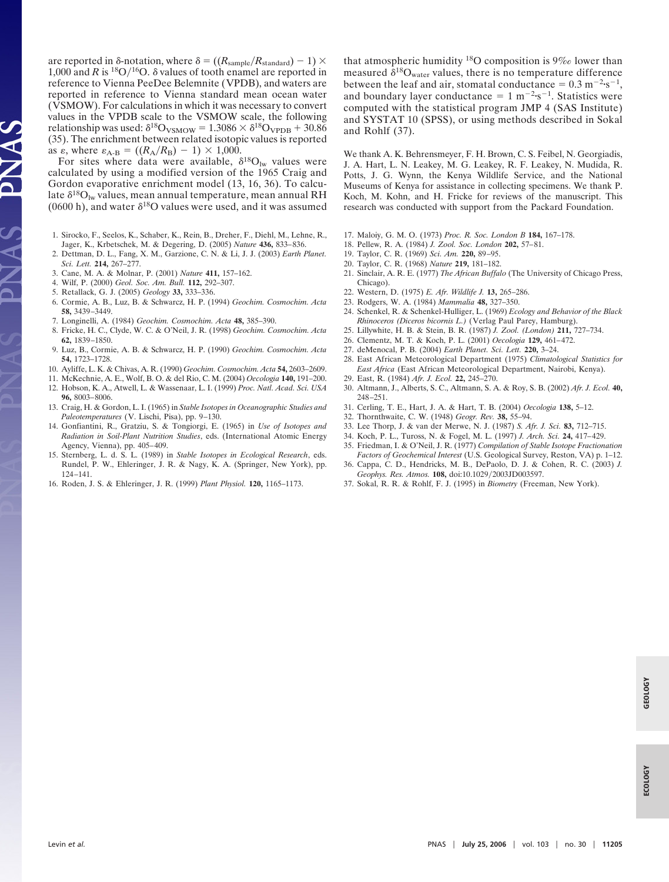are reported in δ-notation, where $\delta = ((R_{sample}/R_{standard}) - 1) \times 1{,}000$ and $R$ is $^{18}O/^{16}O$. δ values of tooth enamel are reported in reference to Vienna PeeDee Belemnite (VPDB), and waters are reported in reference to Vienna standard mean ocean water (VSMOW). For calculations in which it was necessary to convert values in the VPDB scale to the VSMOW scale, the following relationship was used: $\delta^{18}O_{VSMOW} = 1.3086 \times \delta^{18}O_{VPDB} + 30.86$ (35). The enrichment between related isotopic values is reported as ε, where $\varepsilon_{A\text{-}B} = ((R_A/R_B) - 1) \times 1{,}000$.

For sites where data were available, $\delta^{18}O_{lw}$ values were calculated by using a modified version of the 1965 Craig and Gordon evaporative enrichment model (13, 16, 36). To calculate $\delta^{18}O_{lw}$ values, mean annual temperature, mean annual RH (0600 h), and water $\delta^{18}O$ values were used, and it was assumed that atmospheric humidity $^{18}O$ composition is 9‰ lower than measured $\delta^{18}O_{water}$ values, there is no temperature difference between the leaf and air, stomatal conductance = 0.3 $m^{-2} \cdot s^{-1}$, and boundary layer conductance = 1 $m^{-2} \cdot s^{-1}$. Statistics were computed with the statistical program JMP 4 (SAS Institute) and SYSTAT 10 (SPSS), or using methods described in Sokal and Rohlf (37).

We thank A. K. Behrensmeyer, F. H. Brown, C. S. Feibel, N. Georgiadis, J. A. Hart, L. N. Leakey, M. G. Leakey, R. F. Leakey, N. Mudida, R. Potts, J. G. Wynn, the Kenya Wildlife Service, and the National Museums of Kenya for assistance in collecting specimens. We thank P. Koch, M. Kohn, and H. Fricke for reviews of the manuscript. This research was conducted with support from the Packard Foundation.

1. Sirocko, F., Seelos, K., Schaber, K., Rein, B., Dreher, F., Diehl, M., Lehne, R., Jager, K., Krbetschek, M. & Degering, D. (2005) *Nature* **436,** 833–836.
2. Dettman, D. L., Fang, X. M., Garzione, C. N. & Li, J. J. (2003) *Earth Planet. Sci. Lett.* **214,** 267–277.
3. Cane, M. A. & Molnar, P. (2001) *Nature* **411,** 157–162.
4. Wilf, P. (2000) *Geol. Soc. Am. Bull.* **112,** 292–307.
5. Retallack, G. J. (2005) *Geology* **33,** 333–336.
6. Cormie, A. B., Luz, B. & Schwarcz, H. P. (1994) *Geochim. Cosmochim. Acta* **58,** 3439–3449.
7. Longinelli, A. (1984) *Geochim. Cosmochim. Acta* **48,** 385–390.
8. Fricke, H. C., Clyde, W. C. & O'Neil, J. R. (1998) *Geochim. Cosmochim. Acta* **62,** 1839–1850.
9. Luz, B., Cormie, A. B. & Schwarcz, H. P. (1990) *Geochim. Cosmochim. Acta* **54,** 1723–1728.
10. Ayliffe, L. K. & Chivas, A. R. (1990) *Geochim. Cosmochim. Acta* **54,** 2603–2609.
11. McKechnie, A. E., Wolf, B. O. & del Rio, C. M. (2004) *Oecologia* **140,** 191–200.
12. Hobson, K. A., Atwell, L. & Wassenaar, L. I. (1999) *Proc. Natl. Acad. Sci. USA* **96,** 8003–8006.
13. Craig, H. & Gordon, L. I. (1965) in *Stable Isotopes in Oceanographic Studies and Paleotemperatures* (V. Lischi, Pisa), pp. 9–130.
14. Gonfiantini, R., Gratziu, S. & Tongiorgi, E. (1965) in *Use of Isotopes and Radiation in Soil-Plant Nutrition Studies*, eds. (International Atomic Energy Agency, Vienna), pp. 405–409.
15. Sternberg, L. d. S. L. (1989) in *Stable Isotopes in Ecological Research*, eds. Rundel, P. W., Ehleringer, J. R. & Nagy, K. A. (Springer, New York), pp. 124–141.
16. Roden, J. S. & Ehleringer, J. R. (1999) *Plant Physiol.* **120,** 1165–1173.
17. Maloiy, G. M. O. (1973) *Proc. R. Soc. London B* **184,** 167–178.
18. Pellew, R. A. (1984) *J. Zool. Soc. London* **202,** 57–81.
19. Taylor, C. R. (1969) *Sci. Am.* **220,** 89–95.
20. Taylor, C. R. (1968) *Nature* **219,** 181–182.
21. Sinclair, A. R. E. (1977) *The African Buffalo* (The University of Chicago Press, Chicago).
22. Western, D. (1975) *E. Afr. Wildlife J.* **13,** 265–286.
23. Rodgers, W. A. (1984) *Mammalia* **48,** 327–350.
24. Schenkel, R. & Schenkel-Hulliger, L. (1969) *Ecology and Behavior of the Black Rhinoceros (Diceros bicornis L.)* (Verlag Paul Parey, Hamburg).
25. Lillywhite, H. B. & Stein, B. R. (1987) *J. Zool. (London)* **211,** 727–734.
26. Clementz, M. T. & Koch, P. L. (2001) *Oecologia* **129,** 461–472.
27. deMenocal, P. B. (2004) *Earth Planet. Sci. Lett.* **220,** 3–24.
28. East African Meteorological Department (1975) *Climatological Statistics for East Africa* (East African Meteorological Department, Nairobi, Kenya).
29. East, R. (1984) *Afr. J. Ecol.* **22,** 245–270.
30. Altmann, J., Alberts, S. C., Altmann, S. A. & Roy, S. B. (2002) *Afr. J. Ecol.* **40,** 248–251.
31. Cerling, T. E., Hart, J. A. & Hart, T. B. (2004) *Oecologia* **138,** 5–12.
32. Thornthwaite, C. W. (1948) *Geogr. Rev.* **38,** 55–94.
33. Lee Thorp, J. & van der Merwe, N. J. (1987) *S. Afr. J. Sci.* **83,** 712–715.
34. Koch, P. L., Tuross, N. & Fogel, M. L. (1997) *J. Arch. Sci.* **24,** 417–429.
35. Friedman, I. & O'Neil, J. R. (1977) *Compilation of Stable Isotope Fractionation Factors of Geochemical Interest* (U.S. Geological Survey, Reston, VA) p. 1–12.
36. Cappa, C. D., Hendricks, M. B., DePaolo, D. J. & Cohen, R. C. (2003) *J. Geophys. Res. Atmos.* **108,** doi:10.1029/2003JD003597.
37. Sokal, R. R. & Rohlf, F. J. (1995) in *Biometry* (Freeman, New York).